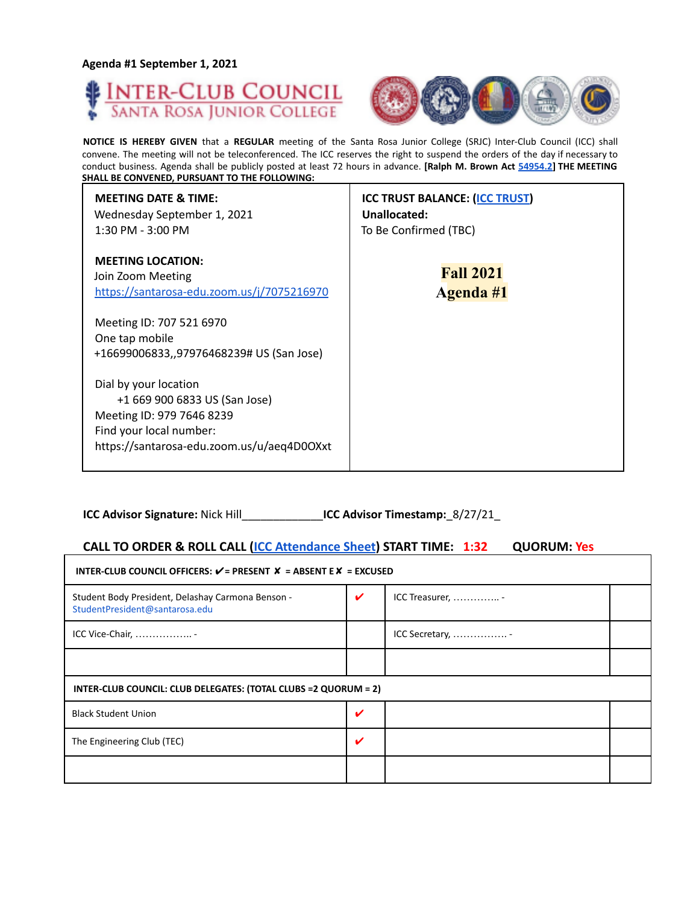Agenda #1 September 1, 2021

# INTER-CLUB COUNCIL
## SANTA ROSA JUNIOR COLLEGE

**NOTICE IS HEREBY GIVEN** that a **REGULAR** meeting of the Santa Rosa Junior College (SRJC) Inter-Club Council (ICC) shall convene. The meeting will not be teleconferenced. The ICC reserves the right to suspend the orders of the day if necessary to conduct business. Agenda shall be publicly posted at least 72 hours in advance. **[Ralph M. Brown Act 54954.2] THE MEETING SHALL BE CONVENED, PURSUANT TO THE FOLLOWING:**

| **MEETING DATE & TIME:**<br>Wednesday September 1, 2021<br>1:30 PM - 3:00 PM<br><br>**MEETING LOCATION:**<br>Join Zoom Meeting<br>https://santarosa-edu.zoom.us/j/7075216970<br><br>Meeting ID: 707 521 6970<br>One tap mobile<br>+16699006833,,97976468239# US (San Jose)<br><br>Dial by your location<br>+1 669 900 6833 US (San Jose)<br>Meeting ID: 979 7646 8239<br>Find your local number:<br>https://santarosa-edu.zoom.us/u/aeq4D0OXxt | **ICC TRUST BALANCE: (ICC TRUST)**<br>**Unallocated:**<br>To Be Confirmed (TBC)<br><br>**Fall 2021**<br>**Agenda #1** |
|---|---|

**ICC Advisor Signature:** Nick Hill_____________**ICC Advisor Timestamp:**_8/27/21_

**CALL TO ORDER & ROLL CALL (ICC Attendance Sheet) START TIME: 1:32 QUORUM: Yes**

| **INTER-CLUB COUNCIL OFFICERS: ✔ = PRESENT ✘ = ABSENT E✘ = EXCUSED** | | | |
|---|---|---|---|
| Student Body President, Delashay Carmona Benson - StudentPresident@santarosa.edu | ✔ | ICC Treasurer, ………….. - | |
| ICC Vice-Chair, …………….. - | | ICC Secretary, ……………. - | |
| | | | |
| **INTER-CLUB COUNCIL: CLUB DELEGATES: (TOTAL CLUBS =2 QUORUM = 2)** | | | |
| Black Student Union | ✔ | | |
| The Engineering Club (TEC) | ✔ | | |
| | | | |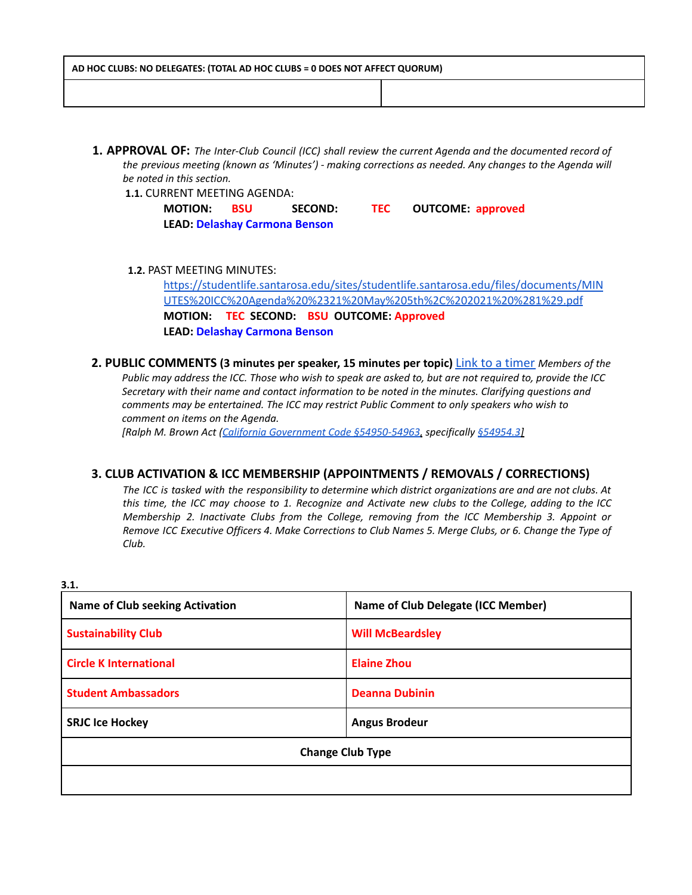| AD HOC CLUBS: NO DELEGATES: (TOTAL AD HOC CLUBS = 0 DOES NOT AFFECT QUORUM) | |
|---|---|
| | |

1. **APPROVAL OF:** *The Inter-Club Council (ICC) shall review the current Agenda and the documented record of the previous meeting (known as 'Minutes') - making corrections as needed. Any changes to the Agenda will be noted in this section.*

   **1.1.** CURRENT MEETING AGENDA:

   **MOTION:** **BSU** **SECOND:** **TEC** **OUTCOME:** **approved**

   **LEAD:** **Delashay Carmona Benson**

   **1.2.** PAST MEETING MINUTES:

   [https://studentlife.santarosa.edu/sites/studentlife.santarosa.edu/files/documents/MINUTES%20ICC%20Agenda%20%2321%20May%205th%2C%202021%20%281%29.pdf](https://studentlife.santarosa.edu/sites/studentlife.santarosa.edu/files/documents/MINUTES%20ICC%20Agenda%20%2321%20May%205th%2C%202021%20%281%29.pdf)

   **MOTION:** **TEC** **SECOND:** **BSU** **OUTCOME:** **Approved**

   **LEAD:** **Delashay Carmona Benson**

2. **PUBLIC COMMENTS (3 minutes per speaker, 15 minutes per topic)** [Link to a timer] *Members of the Public may address the ICC. Those who wish to speak are asked to, but are not required to, provide the ICC Secretary with their name and contact information to be noted in the minutes. Clarifying questions and comments may be entertained. The ICC may restrict Public Comment to only speakers who wish to comment on items on the Agenda.*

   *[Ralph M. Brown Act (California Government Code §54950-54963, specifically §54954.3]*

3. **CLUB ACTIVATION & ICC MEMBERSHIP (APPOINTMENTS / REMOVALS / CORRECTIONS)**

   *The ICC is tasked with the responsibility to determine which district organizations are and are not clubs. At this time, the ICC may choose to 1. Recognize and Activate new clubs to the College, adding to the ICC Membership 2. Inactivate Clubs from the College, removing from the ICC Membership 3. Appoint or Remove ICC Executive Officers 4. Make Corrections to Club Names 5. Merge Clubs, or 6. Change the Type of Club.*

**3.1.**

| Name of Club seeking Activation | Name of Club Delegate (ICC Member) |
|---|---|
| **Sustainability Club** | **Will McBeardsley** |
| **Circle K International** | **Elaine Zhou** |
| **Student Ambassadors** | **Deanna Dubinin** |
| **SRJC Ice Hockey** | **Angus Brodeur** |
| **Change Club Type** | |
| | |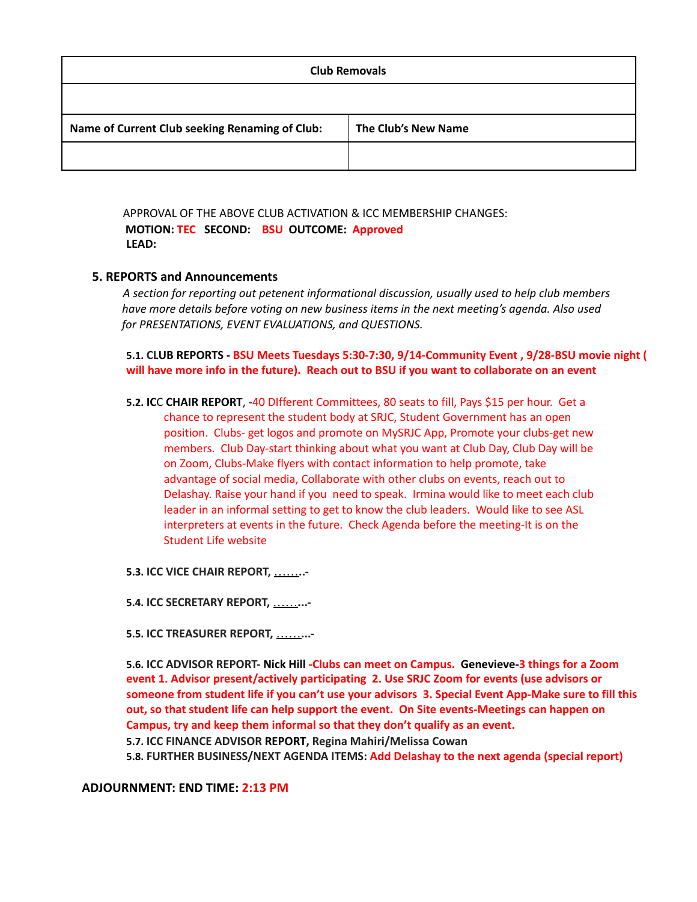| Club Removals | |
|---|---|
| | |
| **Name of Current Club seeking Renaming of Club:** | **The Club's New Name** |
| | |

APPROVAL OF THE ABOVE CLUB ACTIVATION & ICC MEMBERSHIP CHANGES:
**MOTION: TEC SECOND: BSU OUTCOME: Approved**
**LEAD:**

### 5. REPORTS and Announcements

*A section for reporting out petenent informational discussion, usually used to help club members have more details before voting on new business items in the next meeting's agenda. Also used for PRESENTATIONS, EVENT EVALUATIONS, and QUESTIONS.*

**5.1. CLUB REPORTS - BSU Meets Tuesdays 5:30-7:30, 9/14-Community Event , 9/28-BSU movie night ( will have more info in the future). Reach out to BSU if you want to collaborate on an event**

**5.2. ICC CHAIR REPORT**, -40 DIfferent Committees, 80 seats to fill, Pays $15 per hour. Get a chance to represent the student body at SRJC, Student Government has an open position. Clubs- get logos and promote on MySRJC App, Promote your clubs-get new members. Club Day-start thinking about what you want at Club Day, Club Day will be on Zoom, Clubs-Make flyers with contact information to help promote, take advantage of social media, Collaborate with other clubs on events, reach out to Delashay. Raise your hand if you need to speak. Irmina would like to meet each club leader in an informal setting to get to know the club leaders. Would like to see ASL interpreters at events in the future. Check Agenda before the meeting-It is on the Student Life website

**5.3. ICC VICE CHAIR REPORT, ……..-**

**5.4. ICC SECRETARY REPORT, ……...-**

**5.5. ICC TREASURER REPORT, ……...-**

**5.6. ICC ADVISOR REPORT- Nick Hill -Clubs can meet on Campus. Genevieve-3 things for a Zoom event 1. Advisor present/actively participating 2. Use SRJC Zoom for events (use advisors or someone from student life if you can't use your advisors 3. Special Event App-Make sure to fill this out, so that student life can help support the event. On Site events-Meetings can happen on Campus, try and keep them informal so that they don't qualify as an event.**

**5.7. ICC FINANCE ADVISOR REPORT, Regina Mahiri/Melissa Cowan**

**5.8. FURTHER BUSINESS/NEXT AGENDA ITEMS: Add Delashay to the next agenda (special report)**

**ADJOURNMENT: END TIME: 2:13 PM**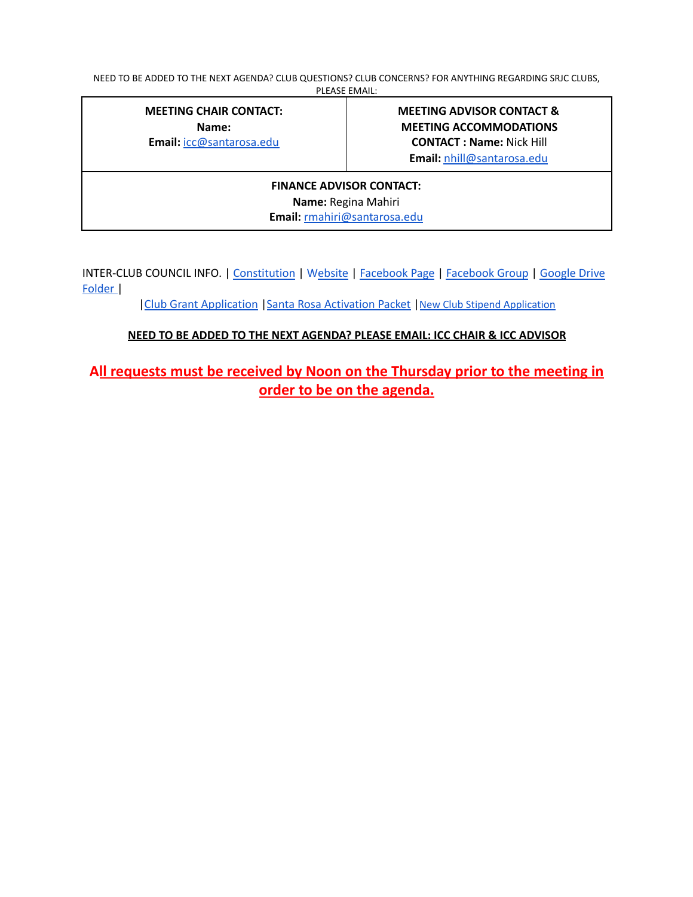NEED TO BE ADDED TO THE NEXT AGENDA? CLUB QUESTIONS? CLUB CONCERNS? FOR ANYTHING REGARDING SRJC CLUBS, PLEASE EMAIL:

| | |
|---|---|
| **MEETING CHAIR CONTACT:**<br>**Name:**<br>**Email:** icc@santarosa.edu | **MEETING ADVISOR CONTACT & MEETING ACCOMMODATIONS CONTACT : Name:** Nick Hill<br>**Email:** nhill@santarosa.edu |
| **FINANCE ADVISOR CONTACT:**<br>**Name:** Regina Mahiri<br>**Email:** rmahiri@santarosa.edu | |

INTER-CLUB COUNCIL INFO. | Constitution | Website | Facebook Page | Facebook Group | Google Drive Folder |

|Club Grant Application |Santa Rosa Activation Packet |New Club Stipend Application

**NEED TO BE ADDED TO THE NEXT AGENDA? PLEASE EMAIL: ICC CHAIR & ICC ADVISOR**

**All requests must be received by Noon on the Thursday prior to the meeting in order to be on the agenda.**